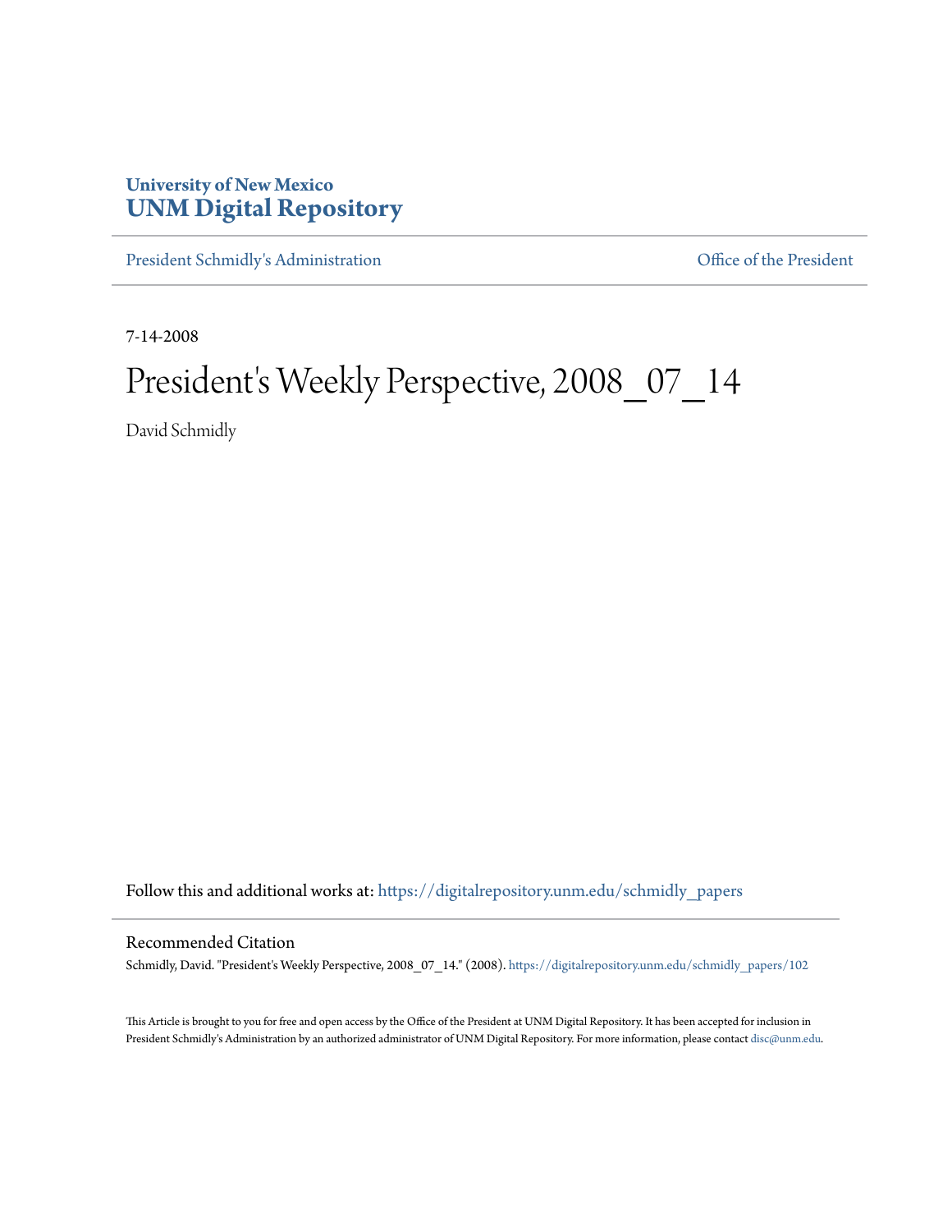**University of New Mexico**
**UNM Digital Repository**

President Schmidly's Administration | Office of the President

7-14-2008

# President's Weekly Perspective, 2008_07_14

David Schmidly

Follow this and additional works at: https://digitalrepository.unm.edu/schmidly_papers

## Recommended Citation

Schmidly, David. "President's Weekly Perspective, 2008_07_14." (2008). https://digitalrepository.unm.edu/schmidly_papers/102

This Article is brought to you for free and open access by the Office of the President at UNM Digital Repository. It has been accepted for inclusion in President Schmidly's Administration by an authorized administrator of UNM Digital Repository. For more information, please contact disc@unm.edu.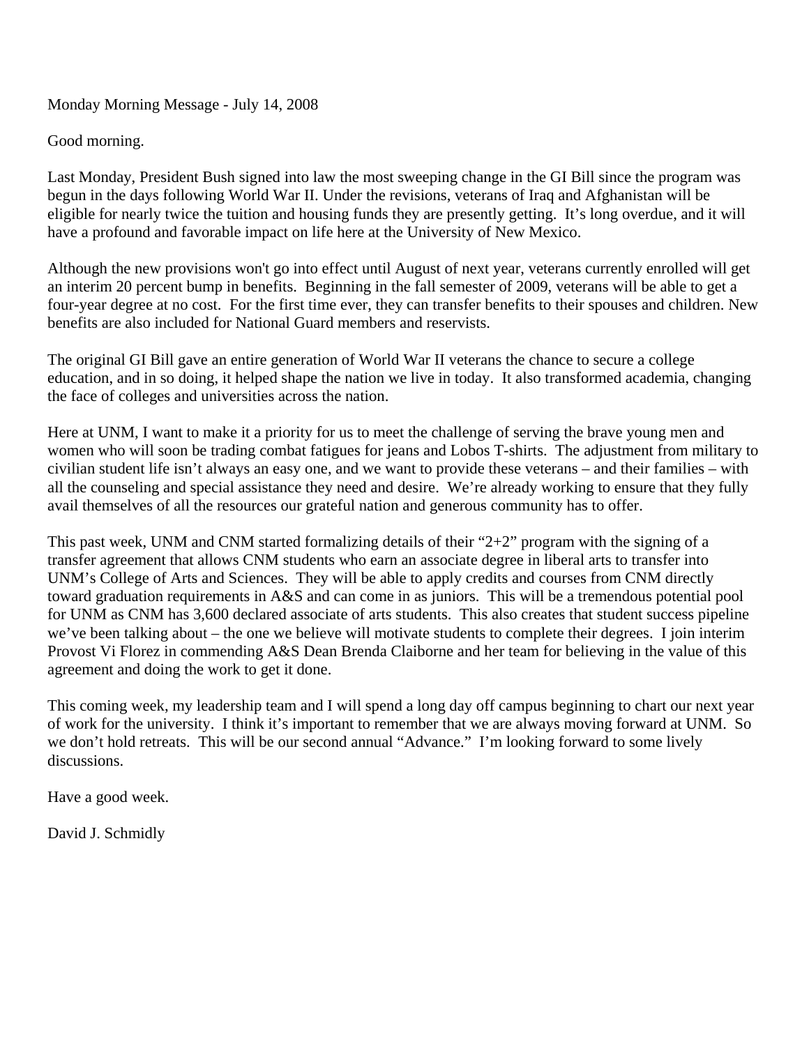Monday Morning Message - July 14, 2008

Good morning.

Last Monday, President Bush signed into law the most sweeping change in the GI Bill since the program was begun in the days following World War II. Under the revisions, veterans of Iraq and Afghanistan will be eligible for nearly twice the tuition and housing funds they are presently getting. It's long overdue, and it will have a profound and favorable impact on life here at the University of New Mexico.

Although the new provisions won't go into effect until August of next year, veterans currently enrolled will get an interim 20 percent bump in benefits. Beginning in the fall semester of 2009, veterans will be able to get a four-year degree at no cost. For the first time ever, they can transfer benefits to their spouses and children. New benefits are also included for National Guard members and reservists.

The original GI Bill gave an entire generation of World War II veterans the chance to secure a college education, and in so doing, it helped shape the nation we live in today. It also transformed academia, changing the face of colleges and universities across the nation.

Here at UNM, I want to make it a priority for us to meet the challenge of serving the brave young men and women who will soon be trading combat fatigues for jeans and Lobos T-shirts. The adjustment from military to civilian student life isn't always an easy one, and we want to provide these veterans – and their families – with all the counseling and special assistance they need and desire. We're already working to ensure that they fully avail themselves of all the resources our grateful nation and generous community has to offer.

This past week, UNM and CNM started formalizing details of their "2+2" program with the signing of a transfer agreement that allows CNM students who earn an associate degree in liberal arts to transfer into UNM's College of Arts and Sciences. They will be able to apply credits and courses from CNM directly toward graduation requirements in A&S and can come in as juniors. This will be a tremendous potential pool for UNM as CNM has 3,600 declared associate of arts students. This also creates that student success pipeline we've been talking about – the one we believe will motivate students to complete their degrees. I join interim Provost Vi Florez in commending A&S Dean Brenda Claiborne and her team for believing in the value of this agreement and doing the work to get it done.

This coming week, my leadership team and I will spend a long day off campus beginning to chart our next year of work for the university. I think it's important to remember that we are always moving forward at UNM. So we don't hold retreats. This will be our second annual "Advance." I'm looking forward to some lively discussions.

Have a good week.

David J. Schmidly